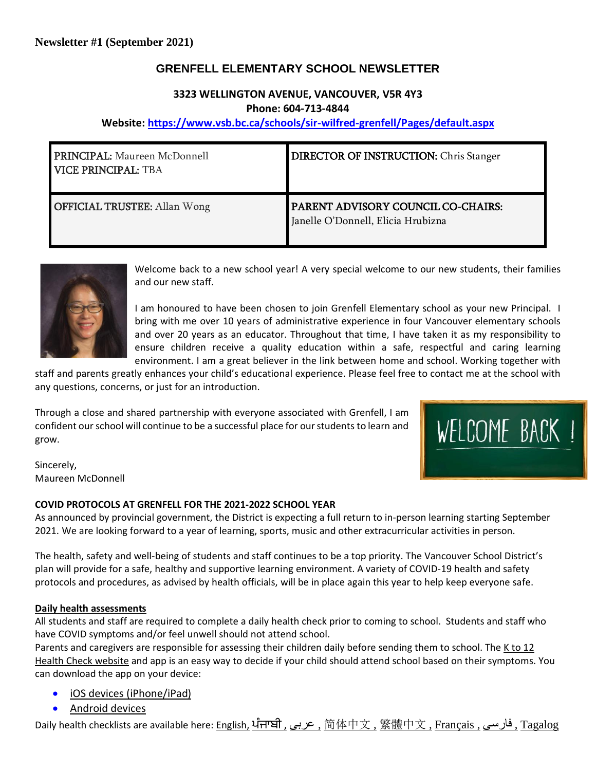**Newsletter #1 (September 2021)**

# GRENFELL ELEMENTARY SCHOOL NEWSLETTER

**3323 WELLINGTON AVENUE, VANCOUVER, V5R 4Y3**
**Phone: 604-713-4844**
**Website: https://www.vsb.bc.ca/schools/sir-wilfred-grenfell/Pages/default.aspx**

| | |
|---|---|
| **PRINCIPAL:** Maureen McDonnell<br>**VICE PRINCIPAL:** TBA | **DIRECTOR OF INSTRUCTION:** Chris Stanger |
| **OFFICIAL TRUSTEE:** Allan Wong | **PARENT ADVISORY COUNCIL CO-CHAIRS:** Janelle O'Donnell, Elicia Hrubizna |

Welcome back to a new school year! A very special welcome to our new students, their families and our new staff.

I am honoured to have been chosen to join Grenfell Elementary school as your new Principal. I bring with me over 10 years of administrative experience in four Vancouver elementary schools and over 20 years as an educator. Throughout that time, I have taken it as my responsibility to ensure children receive a quality education within a safe, respectful and caring learning environment. I am a great believer in the link between home and school. Working together with staff and parents greatly enhances your child's educational experience. Please feel free to contact me at the school with any questions, concerns, or just for an introduction.

Through a close and shared partnership with everyone associated with Grenfell, I am confident our school will continue to be a successful place for our students to learn and grow.

WELCOME BACK !

Sincerely,
Maureen McDonnell

**COVID PROTOCOLS AT GRENFELL FOR THE 2021-2022 SCHOOL YEAR**

As announced by provincial government, the District is expecting a full return to in-person learning starting September 2021. We are looking forward to a year of learning, sports, music and other extracurricular activities in person.

The health, safety and well-being of students and staff continues to be a top priority. The Vancouver School District's plan will provide for a safe, healthy and supportive learning environment. A variety of COVID-19 health and safety protocols and procedures, as advised by health officials, will be in place again this year to help keep everyone safe.

**Daily health assessments**

All students and staff are required to complete a daily health check prior to coming to school. Students and staff who have COVID symptoms and/or feel unwell should not attend school.

Parents and caregivers are responsible for assessing their children daily before sending them to school. The K to 12 Health Check website and app is an easy way to decide if your child should attend school based on their symptoms. You can download the app on your device:

- iOS devices (iPhone/iPad)
- Android devices

Daily health checklists are available here: English, ਪੰਜਾਬੀ , عربى , 简体中文 , 繁體中文 , Français , فارسی , Tagalog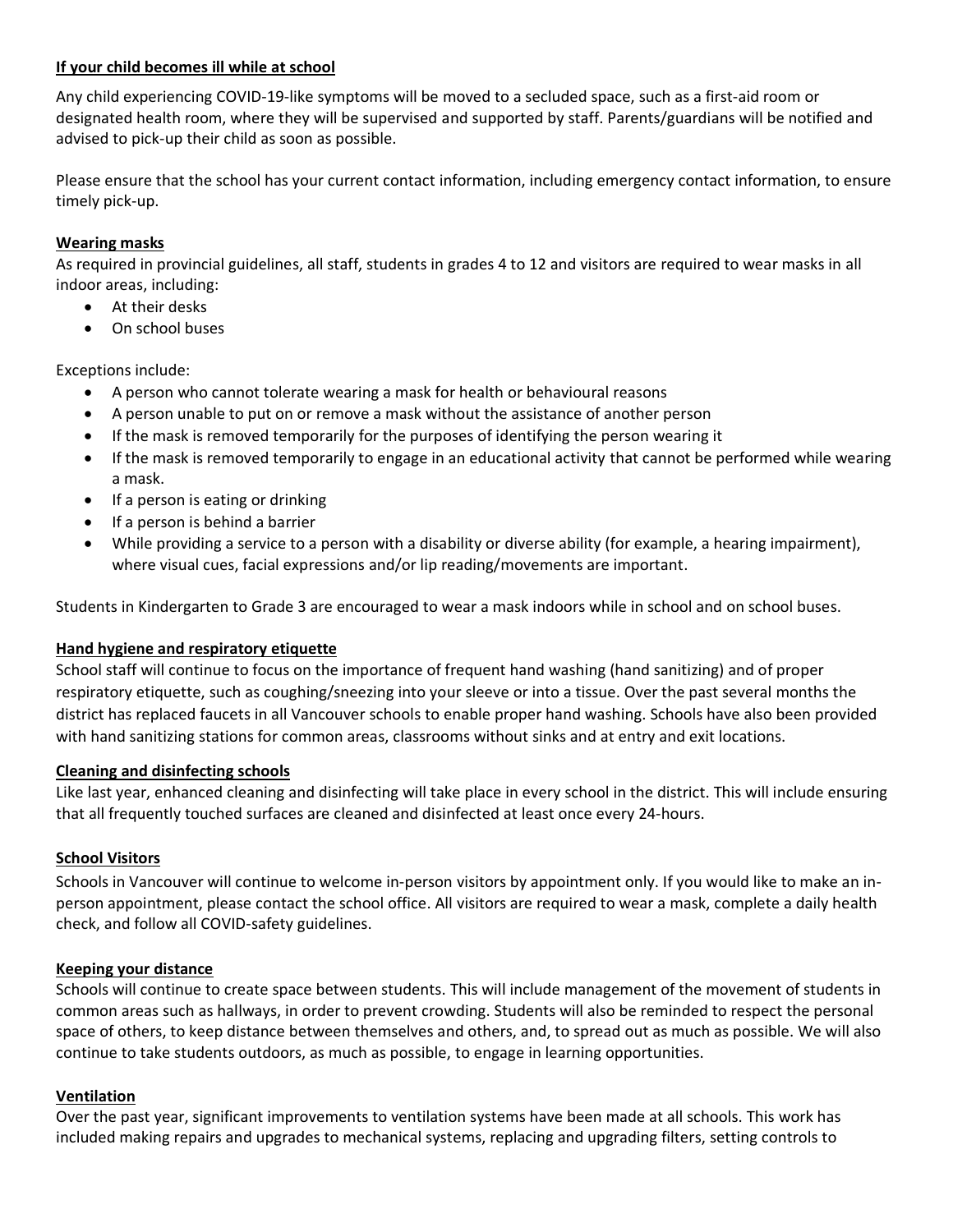**If your child becomes ill while at school**

Any child experiencing COVID-19-like symptoms will be moved to a secluded space, such as a first-aid room or designated health room, where they will be supervised and supported by staff. Parents/guardians will be notified and advised to pick-up their child as soon as possible.

Please ensure that the school has your current contact information, including emergency contact information, to ensure timely pick-up.

**Wearing masks**

As required in provincial guidelines, all staff, students in grades 4 to 12 and visitors are required to wear masks in all indoor areas, including:

- At their desks
- On school buses

Exceptions include:

- A person who cannot tolerate wearing a mask for health or behavioural reasons
- A person unable to put on or remove a mask without the assistance of another person
- If the mask is removed temporarily for the purposes of identifying the person wearing it
- If the mask is removed temporarily to engage in an educational activity that cannot be performed while wearing a mask.
- If a person is eating or drinking
- If a person is behind a barrier
- While providing a service to a person with a disability or diverse ability (for example, a hearing impairment), where visual cues, facial expressions and/or lip reading/movements are important.

Students in Kindergarten to Grade 3 are encouraged to wear a mask indoors while in school and on school buses.

**Hand hygiene and respiratory etiquette**

School staff will continue to focus on the importance of frequent hand washing (hand sanitizing) and of proper respiratory etiquette, such as coughing/sneezing into your sleeve or into a tissue. Over the past several months the district has replaced faucets in all Vancouver schools to enable proper hand washing. Schools have also been provided with hand sanitizing stations for common areas, classrooms without sinks and at entry and exit locations.

**Cleaning and disinfecting schools**

Like last year, enhanced cleaning and disinfecting will take place in every school in the district. This will include ensuring that all frequently touched surfaces are cleaned and disinfected at least once every 24-hours.

**School Visitors**

Schools in Vancouver will continue to welcome in-person visitors by appointment only. If you would like to make an in-person appointment, please contact the school office. All visitors are required to wear a mask, complete a daily health check, and follow all COVID-safety guidelines.

**Keeping your distance**

Schools will continue to create space between students. This will include management of the movement of students in common areas such as hallways, in order to prevent crowding. Students will also be reminded to respect the personal space of others, to keep distance between themselves and others, and, to spread out as much as possible. We will also continue to take students outdoors, as much as possible, to engage in learning opportunities.

**Ventilation**

Over the past year, significant improvements to ventilation systems have been made at all schools. This work has included making repairs and upgrades to mechanical systems, replacing and upgrading filters, setting controls to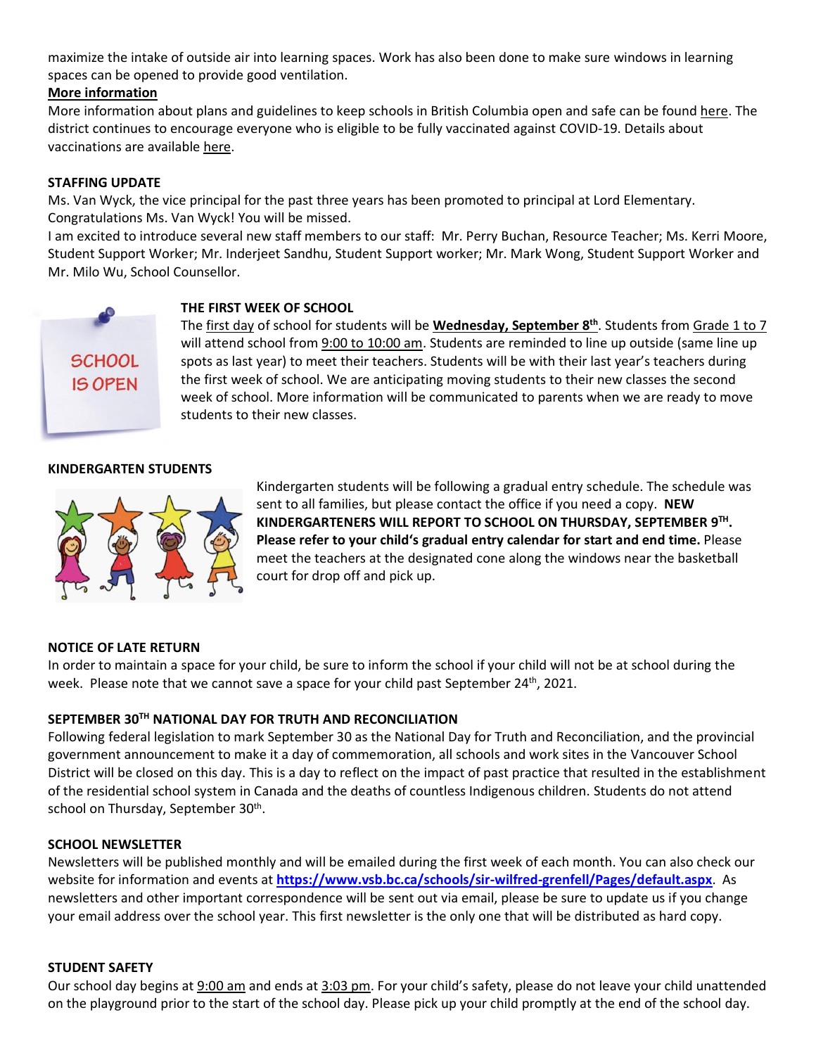maximize the intake of outside air into learning spaces. Work has also been done to make sure windows in learning spaces can be opened to provide good ventilation.

**More information**

More information about plans and guidelines to keep schools in British Columbia open and safe can be found here. The district continues to encourage everyone who is eligible to be fully vaccinated against COVID-19. Details about vaccinations are available here.

**STAFFING UPDATE**

Ms. Van Wyck, the vice principal for the past three years has been promoted to principal at Lord Elementary. Congratulations Ms. Van Wyck! You will be missed.

I am excited to introduce several new staff members to our staff: Mr. Perry Buchan, Resource Teacher; Ms. Kerri Moore, Student Support Worker; Mr. Inderjeet Sandhu, Student Support worker; Mr. Mark Wong, Student Support Worker and Mr. Milo Wu, School Counsellor.

**THE FIRST WEEK OF SCHOOL**

The first day of school for students will be **Wednesday, September 8th**. Students from Grade 1 to 7 will attend school from 9:00 to 10:00 am. Students are reminded to line up outside (same line up spots as last year) to meet their teachers. Students will be with their last year's teachers during the first week of school. We are anticipating moving students to their new classes the second week of school. More information will be communicated to parents when we are ready to move students to their new classes.

**KINDERGARTEN STUDENTS**

Kindergarten students will be following a gradual entry schedule. The schedule was sent to all families, but please contact the office if you need a copy. **NEW KINDERGARTENERS WILL REPORT TO SCHOOL ON THURSDAY, SEPTEMBER 9TH. Please refer to your child's gradual entry calendar for start and end time.** Please meet the teachers at the designated cone along the windows near the basketball court for drop off and pick up.

**NOTICE OF LATE RETURN**

In order to maintain a space for your child, be sure to inform the school if your child will not be at school during the week. Please note that we cannot save a space for your child past September 24th, 2021.

**SEPTEMBER 30TH NATIONAL DAY FOR TRUTH AND RECONCILIATION**

Following federal legislation to mark September 30 as the National Day for Truth and Reconciliation, and the provincial government announcement to make it a day of commemoration, all schools and work sites in the Vancouver School District will be closed on this day. This is a day to reflect on the impact of past practice that resulted in the establishment of the residential school system in Canada and the deaths of countless Indigenous children. Students do not attend school on Thursday, September 30th.

**SCHOOL NEWSLETTER**

Newsletters will be published monthly and will be emailed during the first week of each month. You can also check our website for information and events at **https://www.vsb.bc.ca/schools/sir-wilfred-grenfell/Pages/default.aspx**. As newsletters and other important correspondence will be sent out via email, please be sure to update us if you change your email address over the school year. This first newsletter is the only one that will be distributed as hard copy.

**STUDENT SAFETY**

Our school day begins at 9:00 am and ends at 3:03 pm. For your child's safety, please do not leave your child unattended on the playground prior to the start of the school day. Please pick up your child promptly at the end of the school day.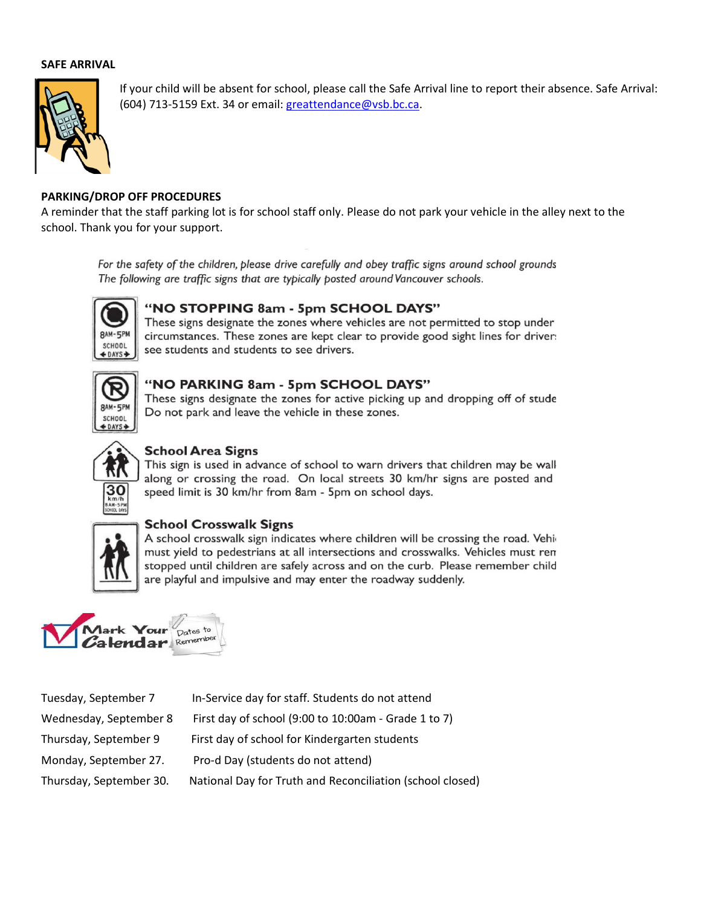**SAFE ARRIVAL**

If your child will be absent for school, please call the Safe Arrival line to report their absence. Safe Arrival: (604) 713-5159 Ext. 34 or email: greattendance@vsb.bc.ca.

**PARKING/DROP OFF PROCEDURES**

A reminder that the staff parking lot is for school staff only. Please do not park your vehicle in the alley next to the school. Thank you for your support.

*For the safety of the children, please drive carefully and obey traffic signs around school grounds The following are traffic signs that are typically posted around Vancouver schools.*

**"NO STOPPING 8am - 5pm SCHOOL DAYS"**
These signs designate the zones where vehicles are not permitted to stop under circumstances. These zones are kept clear to provide good sight lines for driver: see students and students to see drivers.

**"NO PARKING 8am - 5pm SCHOOL DAYS"**
These signs designate the zones for active picking up and dropping off of stude Do not park and leave the vehicle in these zones.

**School Area Signs**
This sign is used in advance of school to warn drivers that children may be wall along or crossing the road. On local streets 30 km/hr signs are posted and speed limit is 30 km/hr from 8am - 5pm on school days.

**School Crosswalk Signs**
A school crosswalk sign indicates where children will be crossing the road. Vehi must yield to pedestrians at all intersections and crosswalks. Vehicles must ren stopped until children are safely across and on the curb. Please remember child are playful and impulsive and may enter the roadway suddenly.

**Mark Your Calendar** — Dates to Remember

| | |
|---|---|
| Tuesday, September 7 | In-Service day for staff. Students do not attend |
| Wednesday, September 8 | First day of school (9:00 to 10:00am - Grade 1 to 7) |
| Thursday, September 9 | First day of school for Kindergarten students |
| Monday, September 27. | Pro-d Day (students do not attend) |
| Thursday, September 30. | National Day for Truth and Reconciliation (school closed) |